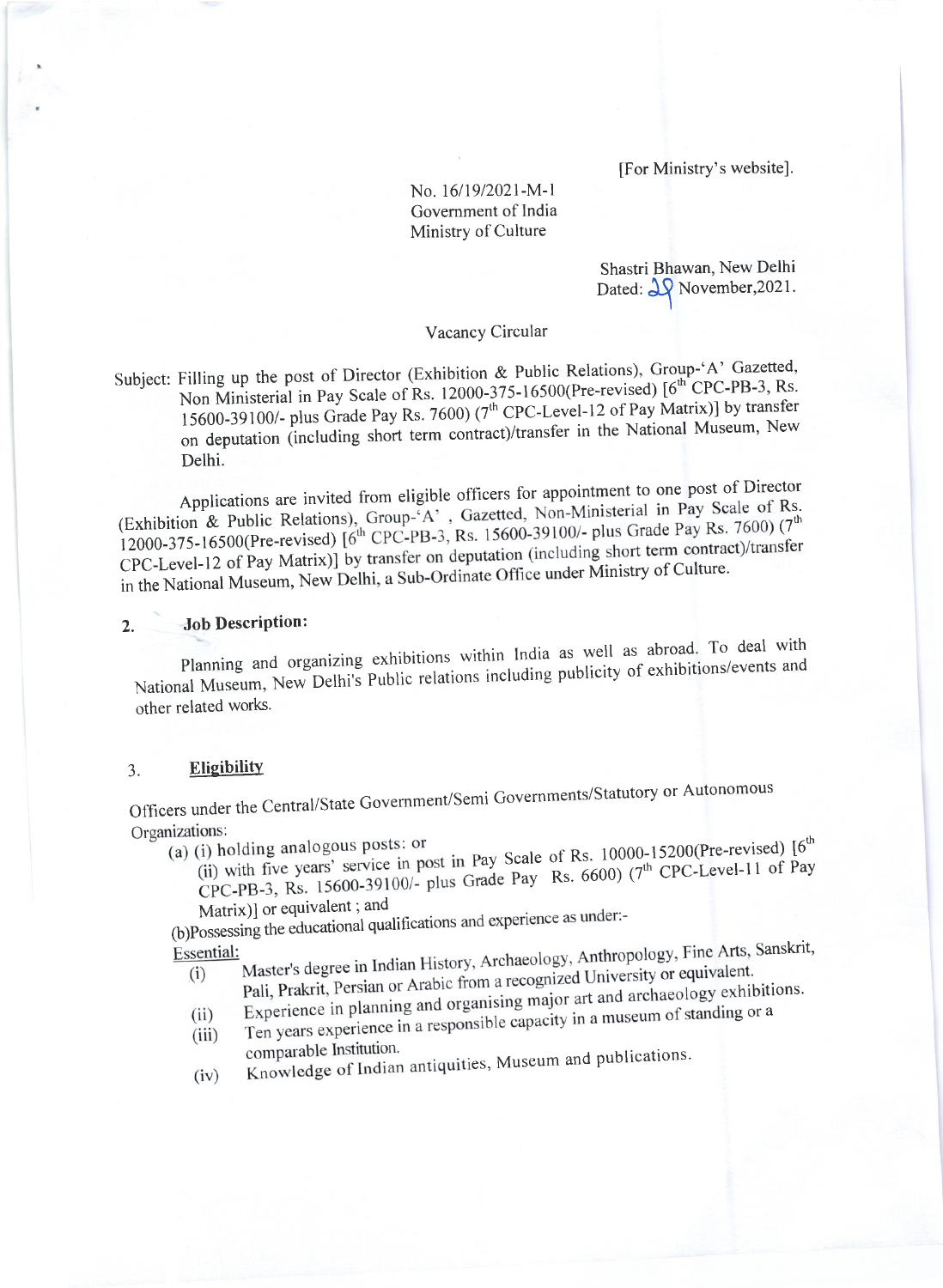[For Ministry's website].

No. 16/19/2021-M-1
Government of India
Ministry of Culture

Shastri Bhawan, New Delhi
Dated: 29 November,2021.

Vacancy Circular

Subject: Filling up the post of Director (Exhibition & Public Relations), Group-'A' Gazetted, Non Ministerial in Pay Scale of Rs. 12000-375-16500(Pre-revised) [6th CPC-PB-3, Rs. 15600-39100/- plus Grade Pay Rs. 7600) (7th CPC-Level-12 of Pay Matrix)] by transfer on deputation (including short term contract)/transfer in the National Museum, New Delhi.

Applications are invited from eligible officers for appointment to one post of Director (Exhibition & Public Relations), Group-'A' , Gazetted, Non-Ministerial in Pay Scale of Rs. 12000-375-16500(Pre-revised) [6th CPC-PB-3, Rs. 15600-39100/- plus Grade Pay Rs. 7600) (7th CPC-Level-12 of Pay Matrix)] by transfer on deputation (including short term contract)/transfer in the National Museum, New Delhi, a Sub-Ordinate Office under Ministry of Culture.

2. **Job Description:**

Planning and organizing exhibitions within India as well as abroad. To deal with National Museum, New Delhi's Public relations including publicity of exhibitions/events and other related works.

3. **Eligibility**

Officers under the Central/State Government/Semi Governments/Statutory or Autonomous Organizations:

(a) (i) holding analogous posts: or
(ii) with five years' service in post in Pay Scale of Rs. 10000-15200(Pre-revised) [6th CPC-PB-3, Rs. 15600-39100/- plus Grade Pay Rs. 6600) (7th CPC-Level-11 of Pay Matrix)] or equivalent ; and

(b)Possessing the educational qualifications and experience as under:-

Essential:

(i) Master's degree in Indian History, Archaeology, Anthropology, Fine Arts, Sanskrit, Pali, Prakrit, Persian or Arabic from a recognized University or equivalent.
(ii) Experience in planning and organising major art and archaeology exhibitions.
(iii) Ten years experience in a responsible capacity in a museum of standing or a comparable Institution.
(iv) Knowledge of Indian antiquities, Museum and publications.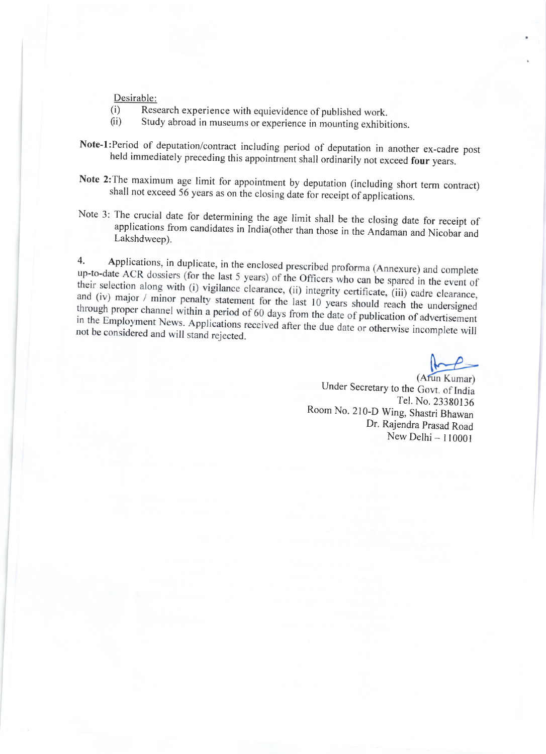Desirable:

(i) Research experience with equievidence of published work.

(ii) Study abroad in museums or experience in mounting exhibitions.

**Note-1:** Period of deputation/contract including period of deputation in another ex-cadre post held immediately preceding this appointment shall ordinarily not exceed **four** years.

**Note 2:** The maximum age limit for appointment by deputation (including short term contract) shall not exceed 56 years as on the closing date for receipt of applications.

Note 3: The crucial date for determining the age limit shall be the closing date for receipt of applications from candidates in India(other than those in the Andaman and Nicobar and Lakshdweep).

4. Applications, in duplicate, in the enclosed prescribed proforma (Annexure) and complete up-to-date ACR dossiers (for the last 5 years) of the Officers who can be spared in the event of their selection along with (i) vigilance clearance, (ii) integrity certificate, (iii) cadre clearance, and (iv) major / minor penalty statement for the last 10 years should reach the undersigned through proper channel within a period of 60 days from the date of publication of advertisement in the Employment News. Applications received after the due date or otherwise incomplete will not be considered and will stand rejected.

(Arun Kumar)
Under Secretary to the Govt. of India
Tel. No. 23380136
Room No. 210-D Wing, Shastri Bhawan
Dr. Rajendra Prasad Road
New Delhi – 110001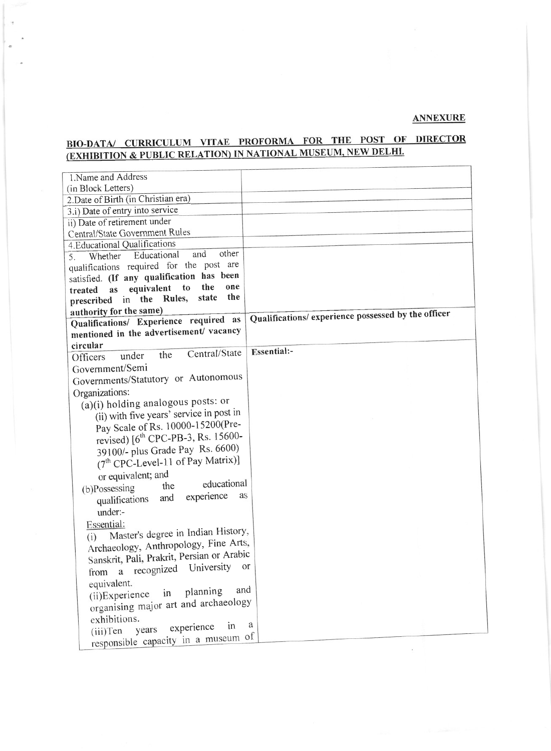**ANNEXURE**

## BIO-DATA/ CURRICULUM VITAE PROFORMA FOR THE POST OF DIRECTOR (EXHIBITION & PUBLIC RELATION) IN NATIONAL MUSEUM, NEW DELHI.

| | |
|---|---|
| 1.Name and Address (in Block Letters) | |
| 2.Date of Birth (in Christian era) | |
| 3.i) Date of entry into service | |
| ii) Date of retirement under Central/State Government Rules | |
| 4.Educational Qualifications | |
| 5. Whether Educational and other qualifications required for the post are satisfied. **(If any qualification has been treated as equivalent to the one prescribed in the Rules, state the authority for the same)** | |
| **Qualifications/ Experience required as mentioned in the advertisement/ vacancy circular** | **Qualifications/ experience possessed by the officer** |
| Officers under the Central/State Government/Semi Governments/Statutory or Autonomous Organizations:<br>(a)(i) holding analogous posts: or<br>(ii) with five years' service in post in Pay Scale of Rs. 10000-15200(Pre-revised) [6th CPC-PB-3, Rs. 15600-39100/- plus Grade Pay Rs. 6600) (7th CPC-Level-11 of Pay Matrix)] or equivalent; and<br>(b)Possessing the educational qualifications and experience as under:-<br>Essential:<br>(i) Master's degree in Indian History, Archaeology, Anthropology, Fine Arts, Sanskrit, Pali, Prakrit, Persian or Arabic from a recognized University or equivalent.<br>(ii)Experience in planning and organising major art and archaeology exhibitions.<br>(iii)Ten years experience in a responsible capacity in a museum of | **Essential:-** |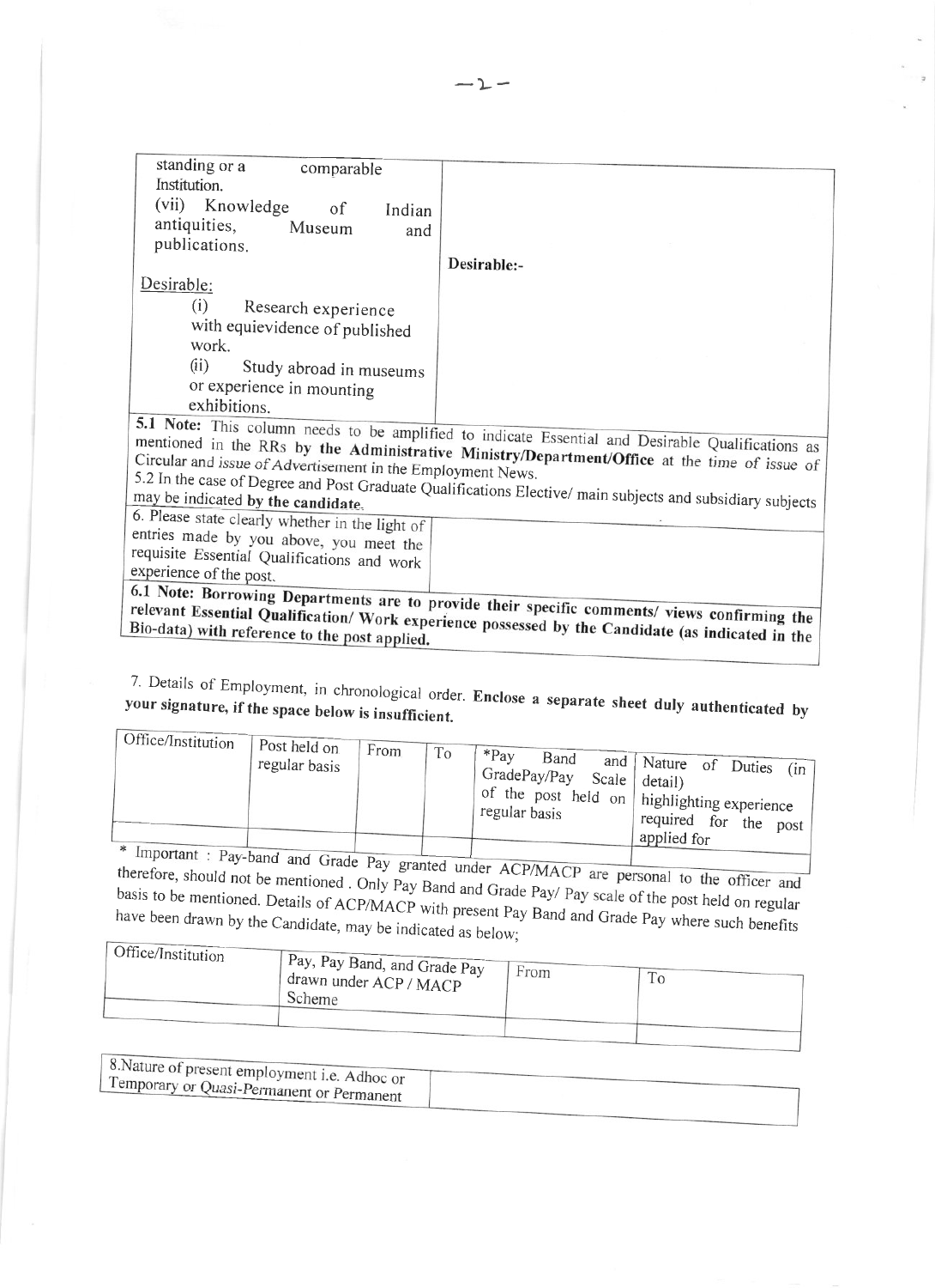| standing or a comparable Institution.<br>(vii) Knowledge of Indian antiquities, Museum and publications.<br><br>Desirable:<br>(i) Research experience with equievidence of published work.<br>(ii) Study abroad in museums or experience in mounting exhibitions. | Desirable:- |
|---|---|

**5.1 Note:** This column needs to be amplified to indicate Essential and Desirable Qualifications as mentioned in the RRs **by the Administrative Ministry/Department/Office** at the time of issue of Circular and issue of Advertisement in the Employment News.

5.2 In the case of Degree and Post Graduate Qualifications Elective/ main subjects and subsidiary subjects may be indicated **by the candidate.**

| 6. Please state clearly whether in the light of entries made by you above, you meet the requisite Essential Qualifications and work experience of the post. | |
|---|---|

**6.1 Note: Borrowing Departments are to provide their specific comments/ views confirming the relevant Essential Qualification/ Work experience possessed by the Candidate (as indicated in the Bio-data) with reference to the post applied.**

7. Details of Employment, in chronological order. **Enclose a separate sheet duly authenticated by your signature, if the space below is insufficient.**

| Office/Institution | Post held on regular basis | From | To | *Pay Band and GradePay/Pay Scale of the post held on regular basis | Nature of Duties (in detail) highlighting experience required for the post applied for |
|---|---|---|---|---|---|
| | | | | | |

\* Important : Pay-band and Grade Pay granted under ACP/MACP are personal to the officer and therefore, should not be mentioned . Only Pay Band and Grade Pay/ Pay scale of the post held on regular basis to be mentioned. Details of ACP/MACP with present Pay Band and Grade Pay where such benefits have been drawn by the Candidate, may be indicated as below;

| Office/Institution | Pay, Pay Band, and Grade Pay drawn under ACP / MACP Scheme | From | To |
|---|---|---|---|
| | | | |

| 8.Nature of present employment i.e. Adhoc or Temporary or Quasi-Permanent or Permanent | |
|---|---|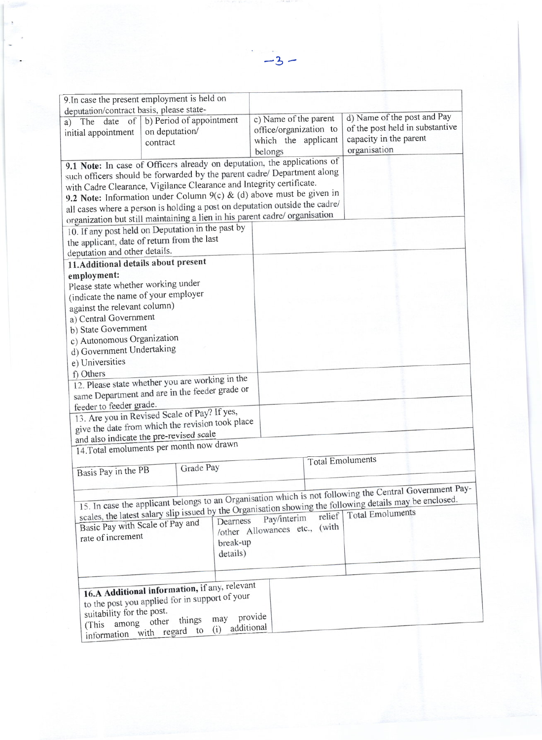| 9. In case the present employment is held on deputation/contract basis, please state- | | | |
|---|---|---|---|
| a) The date of initial appointment | b) Period of appointment on deputation/ contract | c) Name of the parent office/organization to which the applicant belongs | d) Name of the post and Pay of the post held in substantive capacity in the parent organisation |
| **9.1 Note:** In case of Officers already on deputation, the applications of such officers should be forwarded by the parent cadre/ Department along with Cadre Clearance, Vigilance Clearance and Integrity certificate.<br>**9.2 Note:** Information under Column 9(c) & (d) above must be given in all cases where a person is holding a post on deputation outside the cadre/ organization but still maintaining a lien in his parent cadre/ organisation | | | |

| | |
|---|---|
| 10. If any post held on Deputation in the past by the applicant, date of return from the last deputation and other details. | |
| **11. Additional details about present employment:**<br>Please state whether working under (indicate the name of your employer against the relevant column)<br>a) Central Government<br>b) State Government<br>c) Autonomous Organization<br>d) Government Undertaking<br>e) Universities<br>f) Others | |
| 12. Please state whether you are working in the same Department and are in the feeder grade or feeder to feeder grade. | |
| 13. Are you in Revised Scale of Pay? If yes, give the date from which the revision took place and also indicate the pre-revised scale | |

| 14. Total emoluments per month now drawn | | |
|---|---|---|
| Basis Pay in the PB | Grade Pay | Total Emoluments |
| | | |

| 15. In case the applicant belongs to an Organisation which is not following the Central Government Pay-scales, the latest salary slip issued by the Organisation showing the following details may be enclosed. | | |
|---|---|---|
| Basic Pay with Scale of Pay and rate of increment | Dearness Pay/interim relief /other Allowances etc., (with break-up details) | Total Emoluments |
| | | |

| | |
|---|---|
| **16.A Additional information,** if any, relevant to the post you applied for in support of your suitability for the post.<br>(This among other things may provide information with regard to (i) additional | |